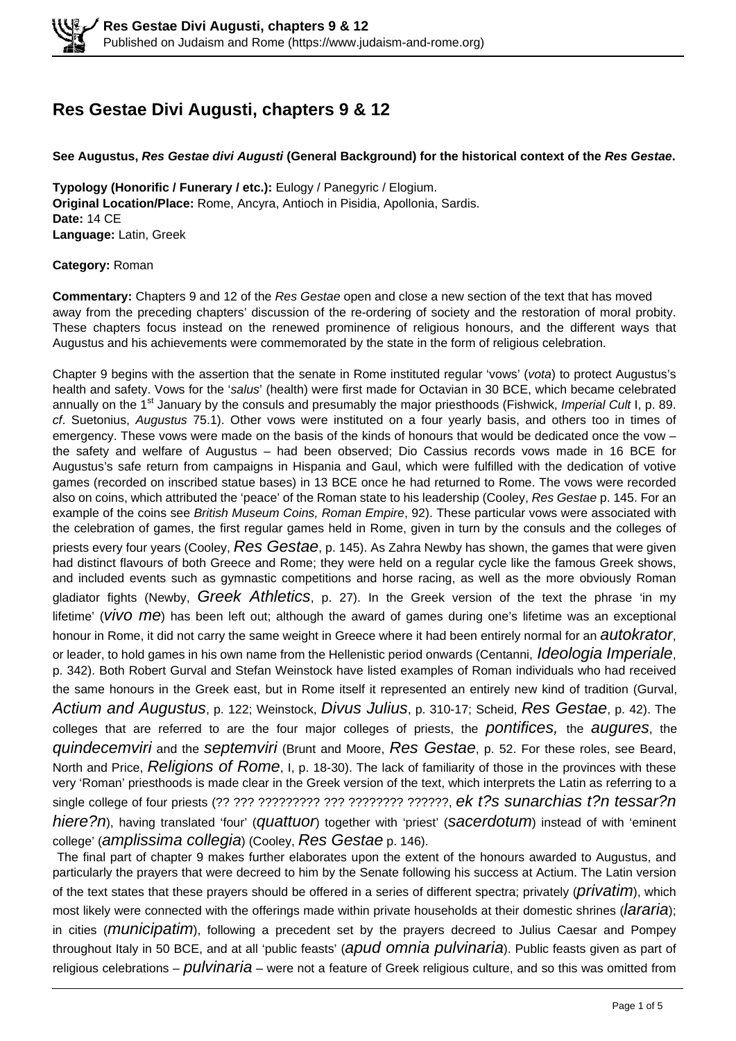# Res Gestae Divi Augusti, chapters 9 & 12

**See Augustus, *Res Gestae divi Augusti* (General Background) for the historical context of the *Res Gestae*.**

**Typology (Honorific / Funerary / etc.):** Eulogy / Panegyric / Elogium.
**Original Location/Place:** Rome, Ancyra, Antioch in Pisidia, Apollonia, Sardis.
**Date:** 14 CE
**Language:** Latin, Greek

**Category:** Roman

**Commentary:** Chapters 9 and 12 of the *Res Gestae* open and close a new section of the text that has moved away from the preceding chapters' discussion of the re-ordering of society and the restoration of moral probity. These chapters focus instead on the renewed prominence of religious honours, and the different ways that Augustus and his achievements were commemorated by the state in the form of religious celebration.

Chapter 9 begins with the assertion that the senate in Rome instituted regular 'vows' (*vota*) to protect Augustus's health and safety. Vows for the '*salus*' (health) were first made for Octavian in 30 BCE, which became celebrated annually on the 1st January by the consuls and presumably the major priesthoods (Fishwick, *Imperial Cult* I, p. 89. *cf*. Suetonius, *Augustus* 75.1). Other vows were instituted on a four yearly basis, and others too in times of emergency. These vows were made on the basis of the kinds of honours that would be dedicated once the vow – the safety and welfare of Augustus – had been observed; Dio Cassius records vows made in 16 BCE for Augustus's safe return from campaigns in Hispania and Gaul, which were fulfilled with the dedication of votive games (recorded on inscribed statue bases) in 13 BCE once he had returned to Rome. The vows were recorded also on coins, which attributed the 'peace' of the Roman state to his leadership (Cooley, *Res Gestae* p. 145. For an example of the coins see *British Museum Coins, Roman Empire*, 92). These particular vows were associated with the celebration of games, the first regular games held in Rome, given in turn by the consuls and the colleges of priests every four years (Cooley, *Res Gestae*, p. 145). As Zahra Newby has shown, the games that were given had distinct flavours of both Greece and Rome; they were held on a regular cycle like the famous Greek shows, and included events such as gymnastic competitions and horse racing, as well as the more obviously Roman gladiator fights (Newby, *Greek Athletics*, p. 27). In the Greek version of the text the phrase 'in my lifetime' (*vivo me*) has been left out; although the award of games during one's lifetime was an exceptional honour in Rome, it did not carry the same weight in Greece where it had been entirely normal for an *autokrator*, or leader, to hold games in his own name from the Hellenistic period onwards (Centanni, *Ideologia Imperiale*, p. 342). Both Robert Gurval and Stefan Weinstock have listed examples of Roman individuals who had received the same honours in the Greek east, but in Rome itself it represented an entirely new kind of tradition (Gurval, *Actium and Augustus*, p. 122; Weinstock, *Divus Julius*, p. 310-17; Scheid, *Res Gestae*, p. 42). The colleges that are referred to are the four major colleges of priests, the *pontifices,* the *augures*, the *quindecemviri* and the *septemviri* (Brunt and Moore, *Res Gestae*, p. 52. For these roles, see Beard, North and Price, *Religions of Rome*, I, p. 18-30). The lack of familiarity of those in the provinces with these very 'Roman' priesthoods is made clear in the Greek version of the text, which interprets the Latin as referring to a single college of four priests (?? ??? ????????? ??? ???????? ??????, *ek t?s sunarchias t?n tessar?n hiere?n*), having translated 'four' (*quattuor*) together with 'priest' (*sacerdotum*) instead of with 'eminent college' (*amplissima collegia*) (Cooley, *Res Gestae* p. 146).

The final part of chapter 9 makes further elaborates upon the extent of the honours awarded to Augustus, and particularly the prayers that were decreed to him by the Senate following his success at Actium. The Latin version of the text states that these prayers should be offered in a series of different spectra; privately (*privatim*), which most likely were connected with the offerings made within private households at their domestic shrines (*lararia*); in cities (*municipatim*), following a precedent set by the prayers decreed to Julius Caesar and Pompey throughout Italy in 50 BCE, and at all 'public feasts' (*apud omnia pulvinaria*). Public feasts given as part of religious celebrations – *pulvinaria* – were not a feature of Greek religious culture, and so this was omitted from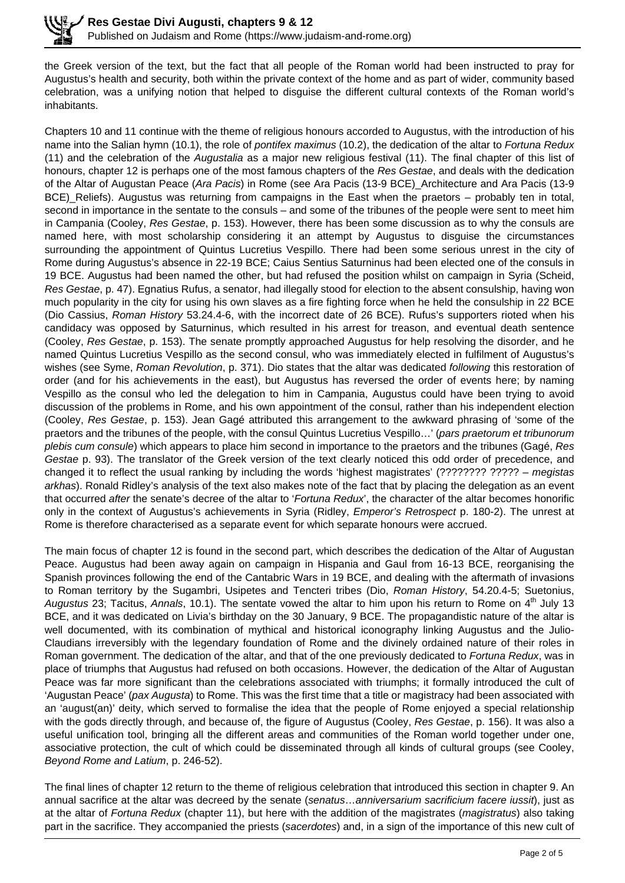the Greek version of the text, but the fact that all people of the Roman world had been instructed to pray for Augustus's health and security, both within the private context of the home and as part of wider, community based celebration, was a unifying notion that helped to disguise the different cultural contexts of the Roman world's inhabitants.

Chapters 10 and 11 continue with the theme of religious honours accorded to Augustus, with the introduction of his name into the Salian hymn (10.1), the role of *pontifex maximus* (10.2), the dedication of the altar to *Fortuna Redux* (11) and the celebration of the *Augustalia* as a major new religious festival (11). The final chapter of this list of honours, chapter 12 is perhaps one of the most famous chapters of the *Res Gestae*, and deals with the dedication of the Altar of Augustan Peace (*Ara Pacis*) in Rome (see Ara Pacis (13-9 BCE)_Architecture and Ara Pacis (13-9 BCE)_Reliefs). Augustus was returning from campaigns in the East when the praetors – probably ten in total, second in importance in the sentate to the consuls – and some of the tribunes of the people were sent to meet him in Campania (Cooley, *Res Gestae*, p. 153). However, there has been some discussion as to why the consuls are named here, with most scholarship considering it an attempt by Augustus to disguise the circumstances surrounding the appointment of Quintus Lucretius Vespillo. There had been some serious unrest in the city of Rome during Augustus's absence in 22-19 BCE; Caius Sentius Saturninus had been elected one of the consuls in 19 BCE. Augustus had been named the other, but had refused the position whilst on campaign in Syria (Scheid, *Res Gestae*, p. 47). Egnatius Rufus, a senator, had illegally stood for election to the absent consulship, having won much popularity in the city for using his own slaves as a fire fighting force when he held the consulship in 22 BCE (Dio Cassius, *Roman History* 53.24.4-6, with the incorrect date of 26 BCE). Rufus's supporters rioted when his candidacy was opposed by Saturninus, which resulted in his arrest for treason, and eventual death sentence (Cooley, *Res Gestae*, p. 153). The senate promptly approached Augustus for help resolving the disorder, and he named Quintus Lucretius Vespillo as the second consul, who was immediately elected in fulfilment of Augustus's wishes (see Syme, *Roman Revolution*, p. 371). Dio states that the altar was dedicated *following* this restoration of order (and for his achievements in the east), but Augustus has reversed the order of events here; by naming Vespillo as the consul who led the delegation to him in Campania, Augustus could have been trying to avoid discussion of the problems in Rome, and his own appointment of the consul, rather than his independent election (Cooley, *Res Gestae*, p. 153). Jean Gagé attributed this arrangement to the awkward phrasing of 'some of the praetors and the tribunes of the people, with the consul Quintus Lucretius Vespillo…' (*pars praetorum et tribunorum plebis cum consule*) which appears to place him second in importance to the praetors and the tribunes (Gagé, *Res Gestae* p. 93). The translator of the Greek version of the text clearly noticed this odd order of precedence, and changed it to reflect the usual ranking by including the words 'highest magistrates' (???????? ????? – *megistas arkhas*). Ronald Ridley's analysis of the text also makes note of the fact that by placing the delegation as an event that occurred *after* the senate's decree of the altar to '*Fortuna Redux*', the character of the altar becomes honorific only in the context of Augustus's achievements in Syria (Ridley, *Emperor's Retrospect* p. 180-2). The unrest at Rome is therefore characterised as a separate event for which separate honours were accrued.

The main focus of chapter 12 is found in the second part, which describes the dedication of the Altar of Augustan Peace. Augustus had been away again on campaign in Hispania and Gaul from 16-13 BCE, reorganising the Spanish provinces following the end of the Cantabric Wars in 19 BCE, and dealing with the aftermath of invasions to Roman territory by the Sugambri, Usipetes and Tencteri tribes (Dio, *Roman History*, 54.20.4-5; Suetonius, *Augustus* 23; Tacitus, *Annals*, 10.1). The sentate vowed the altar to him upon his return to Rome on 4th July 13 BCE, and it was dedicated on Livia's birthday on the 30 January, 9 BCE. The propagandistic nature of the altar is well documented, with its combination of mythical and historical iconography linking Augustus and the Julio-Claudians irreversibly with the legendary foundation of Rome and the divinely ordained nature of their roles in Roman government. The dedication of the altar, and that of the one previously dedicated to *Fortuna Redux*, was in place of triumphs that Augustus had refused on both occasions. However, the dedication of the Altar of Augustan Peace was far more significant than the celebrations associated with triumphs; it formally introduced the cult of 'Augustan Peace' (*pax Augusta*) to Rome. This was the first time that a title or magistracy had been associated with an 'august(an)' deity, which served to formalise the idea that the people of Rome enjoyed a special relationship with the gods directly through, and because of, the figure of Augustus (Cooley, *Res Gestae*, p. 156). It was also a useful unification tool, bringing all the different areas and communities of the Roman world together under one, associative protection, the cult of which could be disseminated through all kinds of cultural groups (see Cooley, *Beyond Rome and Latium*, p. 246-52).

The final lines of chapter 12 return to the theme of religious celebration that introduced this section in chapter 9. An annual sacrifice at the altar was decreed by the senate (*senatus…anniversarium sacrificium facere iussit*), just as at the altar of *Fortuna Redux* (chapter 11), but here with the addition of the magistrates (*magistratus*) also taking part in the sacrifice. They accompanied the priests (*sacerdotes*) and, in a sign of the importance of this new cult of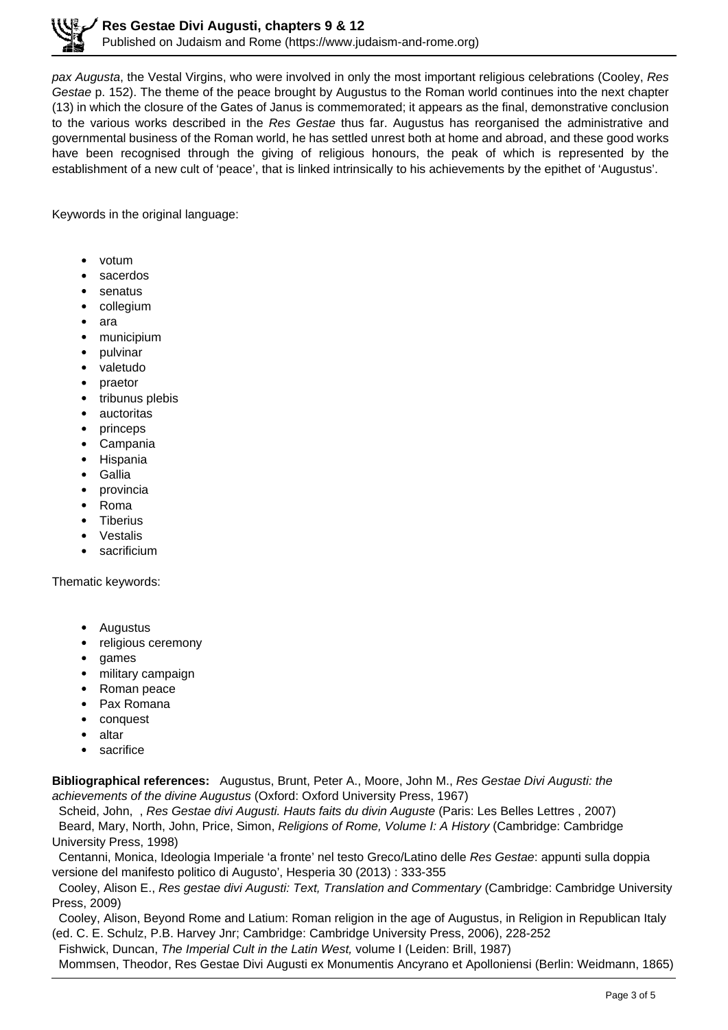*pax Augusta*, the Vestal Virgins, who were involved in only the most important religious celebrations (Cooley, *Res Gestae* p. 152). The theme of the peace brought by Augustus to the Roman world continues into the next chapter (13) in which the closure of the Gates of Janus is commemorated; it appears as the final, demonstrative conclusion to the various works described in the *Res Gestae* thus far. Augustus has reorganised the administrative and governmental business of the Roman world, he has settled unrest both at home and abroad, and these good works have been recognised through the giving of religious honours, the peak of which is represented by the establishment of a new cult of 'peace', that is linked intrinsically to his achievements by the epithet of 'Augustus'.

Keywords in the original language:

- votum
- sacerdos
- senatus
- collegium
- ara
- municipium
- pulvinar
- valetudo
- praetor
- tribunus plebis
- auctoritas
- princeps
- Campania
- Hispania
- Gallia
- provincia
- Roma
- Tiberius
- Vestalis
- sacrificium

Thematic keywords:

- Augustus
- religious ceremony
- games
- military campaign
- Roman peace
- Pax Romana
- conquest
- altar
- sacrifice

**Bibliographical references:** Augustus, Brunt, Peter A., Moore, John M., *Res Gestae Divi Augusti: the achievements of the divine Augustus* (Oxford: Oxford University Press, 1967)

Scheid, John, , *Res Gestae divi Augusti. Hauts faits du divin Auguste* (Paris: Les Belles Lettres , 2007)

Beard, Mary, North, John, Price, Simon, *Religions of Rome, Volume I: A History* (Cambridge: Cambridge University Press, 1998)

Centanni, Monica, Ideologia Imperiale 'a fronte' nel testo Greco/Latino delle *Res Gestae*: appunti sulla doppia versione del manifesto politico di Augusto', Hesperia 30 (2013) : 333-355

Cooley, Alison E., *Res gestae divi Augusti: Text, Translation and Commentary* (Cambridge: Cambridge University Press, 2009)

Cooley, Alison, Beyond Rome and Latium: Roman religion in the age of Augustus, in Religion in Republican Italy (ed. C. E. Schulz, P.B. Harvey Jnr; Cambridge: Cambridge University Press, 2006), 228-252

Fishwick, Duncan, *The Imperial Cult in the Latin West,* volume I (Leiden: Brill, 1987)

Mommsen, Theodor, Res Gestae Divi Augusti ex Monumentis Ancyrano et Apolloniensi (Berlin: Weidmann, 1865)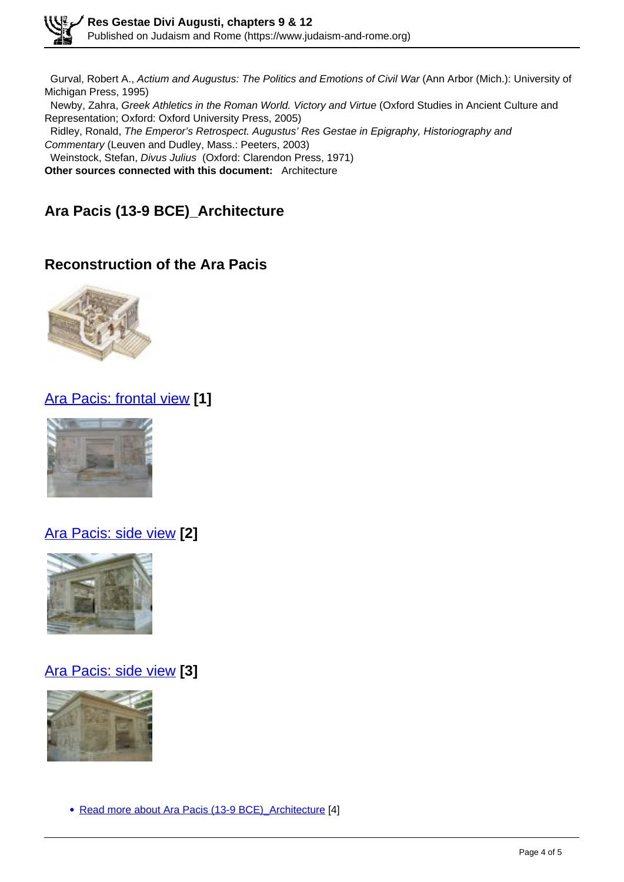Gurval, Robert A., *Actium and Augustus: The Politics and Emotions of Civil War* (Ann Arbor (Mich.): University of Michigan Press, 1995)

Newby, Zahra, *Greek Athletics in the Roman World. Victory and Virtue* (Oxford Studies in Ancient Culture and Representation; Oxford: Oxford University Press, 2005)

Ridley, Ronald, *The Emperor's Retrospect. Augustus' Res Gestae in Epigraphy, Historiography and Commentary* (Leuven and Dudley, Mass.: Peeters, 2003)

Weinstock, Stefan, *Divus Julius* (Oxford: Clarendon Press, 1971)

**Other sources connected with this document:** Architecture

## Ara Pacis (13-9 BCE)_Architecture

### Reconstruction of the Ara Pacis

### Ara Pacis: frontal view [1]

### Ara Pacis: side view [2]

### Ara Pacis: side view [3]

- Read more about Ara Pacis (13-9 BCE)_Architecture [4]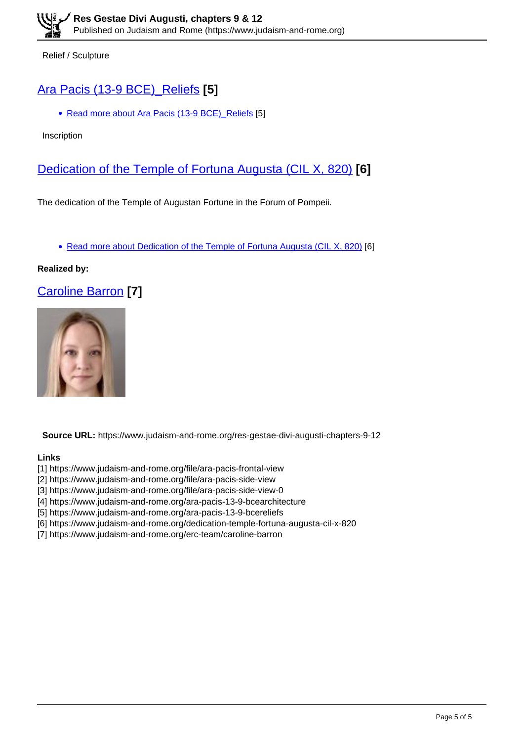Relief / Sculpture

## Ara Pacis (13-9 BCE)_Reliefs [5]

- Read more about Ara Pacis (13-9 BCE)_Reliefs [5]

Inscription

## Dedication of the Temple of Fortuna Augusta (CIL X, 820) [6]

The dedication of the Temple of Augustan Fortune in the Forum of Pompeii.

- Read more about Dedication of the Temple of Fortuna Augusta (CIL X, 820) [6]

**Realized by:**

## Caroline Barron [7]

**Source URL:** https://www.judaism-and-rome.org/res-gestae-divi-augusti-chapters-9-12

**Links**
[1] https://www.judaism-and-rome.org/file/ara-pacis-frontal-view
[2] https://www.judaism-and-rome.org/file/ara-pacis-side-view
[3] https://www.judaism-and-rome.org/file/ara-pacis-side-view-0
[4] https://www.judaism-and-rome.org/ara-pacis-13-9-bcearchitecture
[5] https://www.judaism-and-rome.org/ara-pacis-13-9-bcereliefs
[6] https://www.judaism-and-rome.org/dedication-temple-fortuna-augusta-cil-x-820
[7] https://www.judaism-and-rome.org/erc-team/caroline-barron